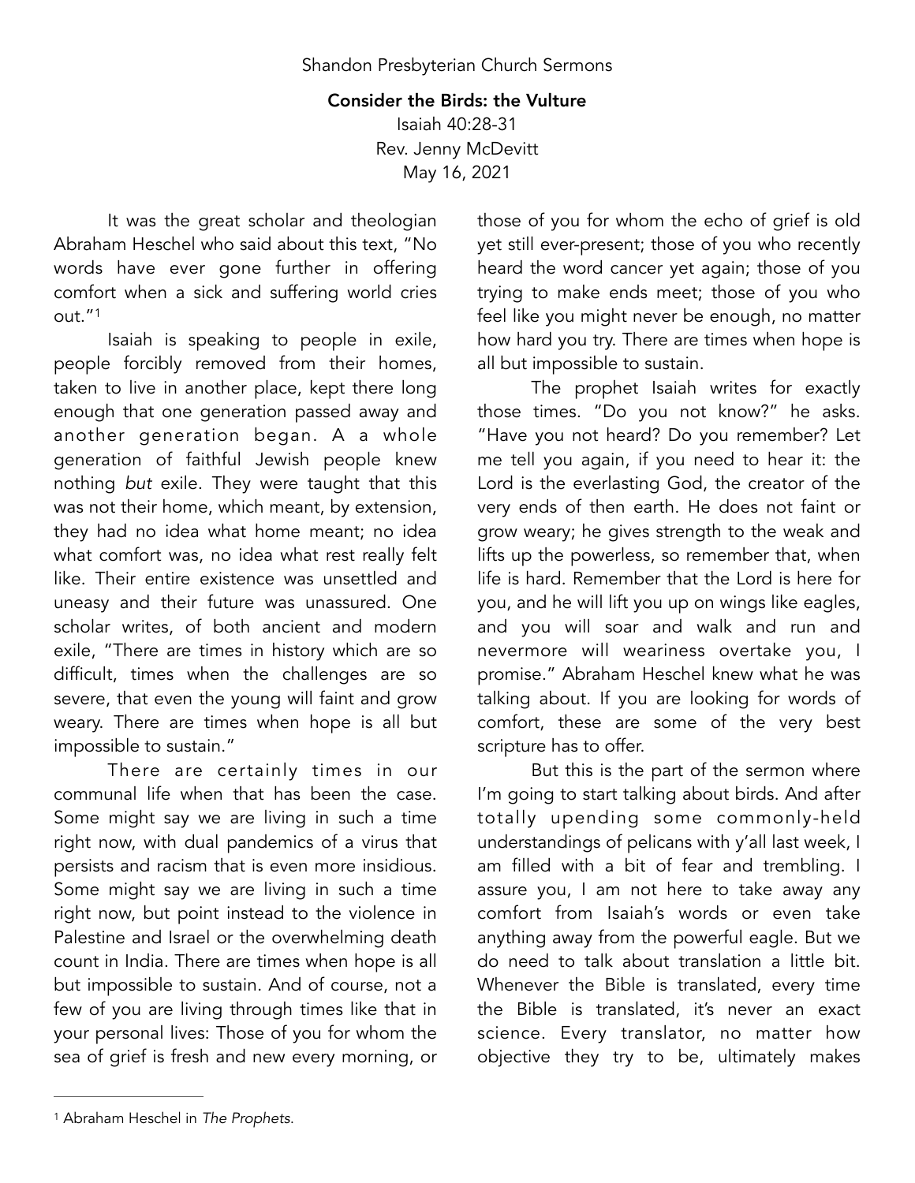Shandon Presbyterian Church Sermons

# Consider the Birds: the Vulture

Isaiah 40:28-31
Rev. Jenny McDevitt
May 16, 2021

It was the great scholar and theologian Abraham Heschel who said about this text, "No words have ever gone further in offering comfort when a sick and suffering world cries out."[1]

Isaiah is speaking to people in exile, people forcibly removed from their homes, taken to live in another place, kept there long enough that one generation passed away and another generation began. A a whole generation of faithful Jewish people knew nothing *but* exile. They were taught that this was not their home, which meant, by extension, they had no idea what home meant; no idea what comfort was, no idea what rest really felt like. Their entire existence was unsettled and uneasy and their future was unassured. One scholar writes, of both ancient and modern exile, "There are times in history which are so difficult, times when the challenges are so severe, that even the young will faint and grow weary. There are times when hope is all but impossible to sustain."

There are certainly times in our communal life when that has been the case. Some might say we are living in such a time right now, with dual pandemics of a virus that persists and racism that is even more insidious. Some might say we are living in such a time right now, but point instead to the violence in Palestine and Israel or the overwhelming death count in India. There are times when hope is all but impossible to sustain. And of course, not a few of you are living through times like that in your personal lives: Those of you for whom the sea of grief is fresh and new every morning, or those of you for whom the echo of grief is old yet still ever-present; those of you who recently heard the word cancer yet again; those of you trying to make ends meet; those of you who feel like you might never be enough, no matter how hard you try. There are times when hope is all but impossible to sustain.

The prophet Isaiah writes for exactly those times. "Do you not know?" he asks. "Have you not heard? Do you remember? Let me tell you again, if you need to hear it: the Lord is the everlasting God, the creator of the very ends of then earth. He does not faint or grow weary; he gives strength to the weak and lifts up the powerless, so remember that, when life is hard. Remember that the Lord is here for you, and he will lift you up on wings like eagles, and you will soar and walk and run and nevermore will weariness overtake you, I promise." Abraham Heschel knew what he was talking about. If you are looking for words of comfort, these are some of the very best scripture has to offer.

But this is the part of the sermon where I'm going to start talking about birds. And after totally upending some commonly-held understandings of pelicans with y'all last week, I am filled with a bit of fear and trembling. I assure you, I am not here to take away any comfort from Isaiah's words or even take anything away from the powerful eagle. But we do need to talk about translation a little bit. Whenever the Bible is translated, every time the Bible is translated, it's never an exact science. Every translator, no matter how objective they try to be, ultimately makes

---

[1] Abraham Heschel in *The Prophets*.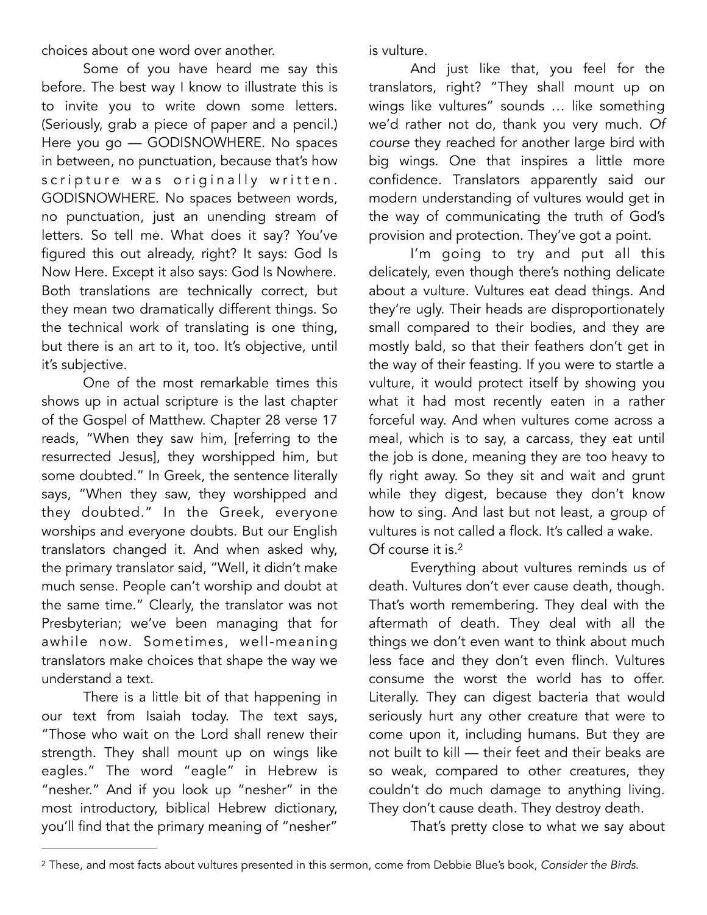choices about one word over another.

Some of you have heard me say this before. The best way I know to illustrate this is to invite you to write down some letters. (Seriously, grab a piece of paper and a pencil.) Here you go — GODISNOWHERE. No spaces in between, no punctuation, because that's how scripture was originally written. GODISNOWHERE. No spaces between words, no punctuation, just an unending stream of letters. So tell me. What does it say? You've figured this out already, right? It says: God Is Now Here. Except it also says: God Is Nowhere. Both translations are technically correct, but they mean two dramatically different things. So the technical work of translating is one thing, but there is an art to it, too. It's objective, until it's subjective.

One of the most remarkable times this shows up in actual scripture is the last chapter of the Gospel of Matthew. Chapter 28 verse 17 reads, "When they saw him, [referring to the resurrected Jesus], they worshipped him, but some doubted." In Greek, the sentence literally says, "When they saw, they worshipped and they doubted." In the Greek, everyone worships and everyone doubts. But our English translators changed it. And when asked why, the primary translator said, "Well, it didn't make much sense. People can't worship and doubt at the same time." Clearly, the translator was not Presbyterian; we've been managing that for awhile now. Sometimes, well-meaning translators make choices that shape the way we understand a text.

There is a little bit of that happening in our text from Isaiah today. The text says, "Those who wait on the Lord shall renew their strength. They shall mount up on wings like eagles." The word "eagle" in Hebrew is "nesher." And if you look up "nesher" in the most introductory, biblical Hebrew dictionary, you'll find that the primary meaning of "nesher" is vulture.

And just like that, you feel for the translators, right? "They shall mount up on wings like vultures" sounds … like something we'd rather not do, thank you very much. *Of course* they reached for another large bird with big wings. One that inspires a little more confidence. Translators apparently said our modern understanding of vultures would get in the way of communicating the truth of God's provision and protection. They've got a point.

I'm going to try and put all this delicately, even though there's nothing delicate about a vulture. Vultures eat dead things. And they're ugly. Their heads are disproportionately small compared to their bodies, and they are mostly bald, so that their feathers don't get in the way of their feasting. If you were to startle a vulture, it would protect itself by showing you what it had most recently eaten in a rather forceful way. And when vultures come across a meal, which is to say, a carcass, they eat until the job is done, meaning they are too heavy to fly right away. So they sit and wait and grunt while they digest, because they don't know how to sing. And last but not least, a group of vultures is not called a flock. It's called a wake. Of course it is.[2]

Everything about vultures reminds us of death. Vultures don't ever cause death, though. That's worth remembering. They deal with the aftermath of death. They deal with all the things we don't even want to think about much less face and they don't even flinch. Vultures consume the worst the world has to offer. Literally. They can digest bacteria that would seriously hurt any other creature that were to come upon it, including humans. But they are not built to kill — their feet and their beaks are so weak, compared to other creatures, they couldn't do much damage to anything living. They don't cause death. They destroy death.

That's pretty close to what we say about

---

[2] These, and most facts about vultures presented in this sermon, come from Debbie Blue's book, *Consider the Birds.*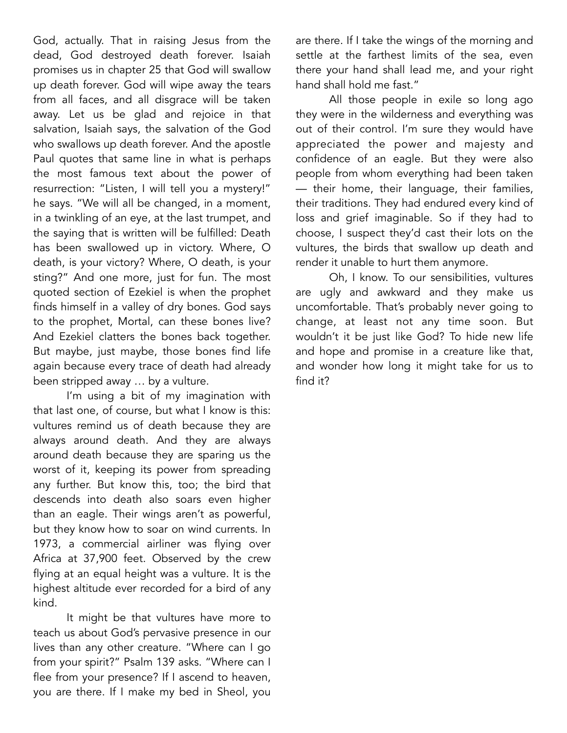God, actually. That in raising Jesus from the dead, God destroyed death forever. Isaiah promises us in chapter 25 that God will swallow up death forever. God will wipe away the tears from all faces, and all disgrace will be taken away. Let us be glad and rejoice in that salvation, Isaiah says, the salvation of the God who swallows up death forever. And the apostle Paul quotes that same line in what is perhaps the most famous text about the power of resurrection: "Listen, I will tell you a mystery!" he says. "We will all be changed, in a moment, in a twinkling of an eye, at the last trumpet, and the saying that is written will be fulfilled: Death has been swallowed up in victory. Where, O death, is your victory? Where, O death, is your sting?" And one more, just for fun. The most quoted section of Ezekiel is when the prophet finds himself in a valley of dry bones. God says to the prophet, Mortal, can these bones live? And Ezekiel clatters the bones back together. But maybe, just maybe, those bones find life again because every trace of death had already been stripped away … by a vulture.

I'm using a bit of my imagination with that last one, of course, but what I know is this: vultures remind us of death because they are always around death. And they are always around death because they are sparing us the worst of it, keeping its power from spreading any further. But know this, too; the bird that descends into death also soars even higher than an eagle. Their wings aren't as powerful, but they know how to soar on wind currents. In 1973, a commercial airliner was flying over Africa at 37,900 feet. Observed by the crew flying at an equal height was a vulture. It is the highest altitude ever recorded for a bird of any kind.

It might be that vultures have more to teach us about God's pervasive presence in our lives than any other creature. "Where can I go from your spirit?" Psalm 139 asks. "Where can I flee from your presence? If I ascend to heaven, you are there. If I make my bed in Sheol, you are there. If I take the wings of the morning and settle at the farthest limits of the sea, even there your hand shall lead me, and your right hand shall hold me fast."

All those people in exile so long ago they were in the wilderness and everything was out of their control. I'm sure they would have appreciated the power and majesty and confidence of an eagle. But they were also people from whom everything had been taken — their home, their language, their families, their traditions. They had endured every kind of loss and grief imaginable. So if they had to choose, I suspect they'd cast their lots on the vultures, the birds that swallow up death and render it unable to hurt them anymore.

Oh, I know. To our sensibilities, vultures are ugly and awkward and they make us uncomfortable. That's probably never going to change, at least not any time soon. But wouldn't it be just like God? To hide new life and hope and promise in a creature like that, and wonder how long it might take for us to find it?